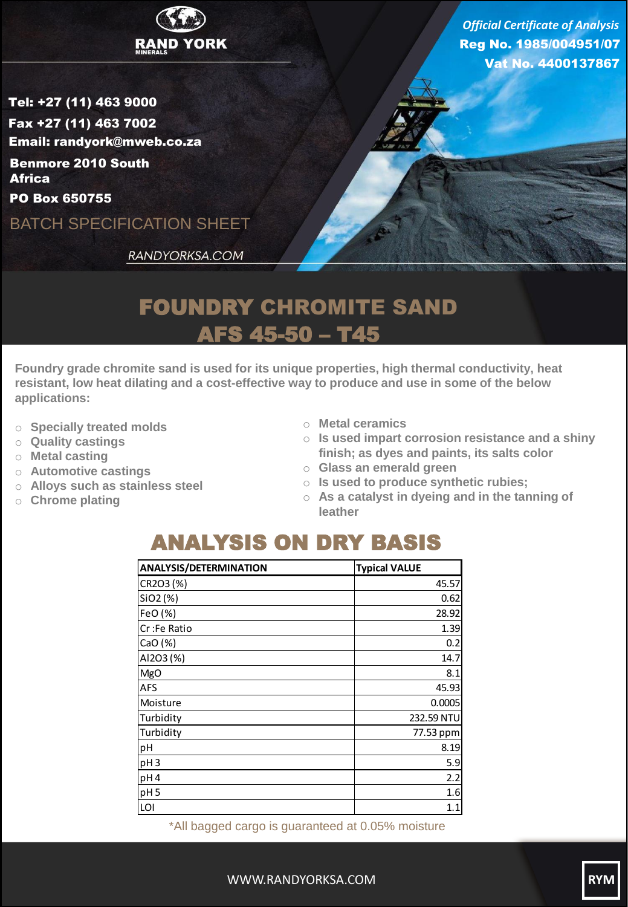RAND YORK
MINERALS

*Official Certificate of Analysis*
**Reg No. 1985/004951/07**
**Vat No. 4400137867**

**Tel: +27 (11) 463 9000**
**Fax +27 (11) 463 7002**
**Email: randyork@mweb.co.za**
**Benmore 2010 South Africa**
**PO Box 650755**

BATCH SPECIFICATION SHEET

*RANDYORKSA.COM*

# FOUNDRY CHROMITE SAND AFS 45-50 – T45

**Foundry grade chromite sand is used for its unique properties, high thermal conductivity, heat resistant, low heat dilating and a cost-effective way to produce and use in some of the below applications:**

- Specially treated molds
- Quality castings
- Metal casting
- Automotive castings
- Alloys such as stainless steel
- Chrome plating
- Metal ceramics
- Is used impart corrosion resistance and a shiny finish; as dyes and paints, its salts color
- Glass an emerald green
- Is used to produce synthetic rubies;
- As a catalyst in dyeing and in the tanning of leather

## ANALYSIS ON DRY BASIS

| ANALYSIS/DETERMINATION | Typical VALUE |
|---|---|
| CR2O3 (%) | 45.57 |
| SiO2 (%) | 0.62 |
| FeO (%) | 28.92 |
| Cr :Fe Ratio | 1.39 |
| CaO (%) | 0.2 |
| Al2O3 (%) | 14.7 |
| MgO | 8.1 |
| AFS | 45.93 |
| Moisture | 0.0005 |
| Turbidity | 232.59 NTU |
| Turbidity | 77.53 ppm |
| pH | 8.19 |
| pH 3 | 5.9 |
| pH 4 | 2.2 |
| pH 5 | 1.6 |
| LOI | 1.1 |

*All bagged cargo is guaranteed at 0.05% moisture

WWW.RANDYORKSA.COM

RYM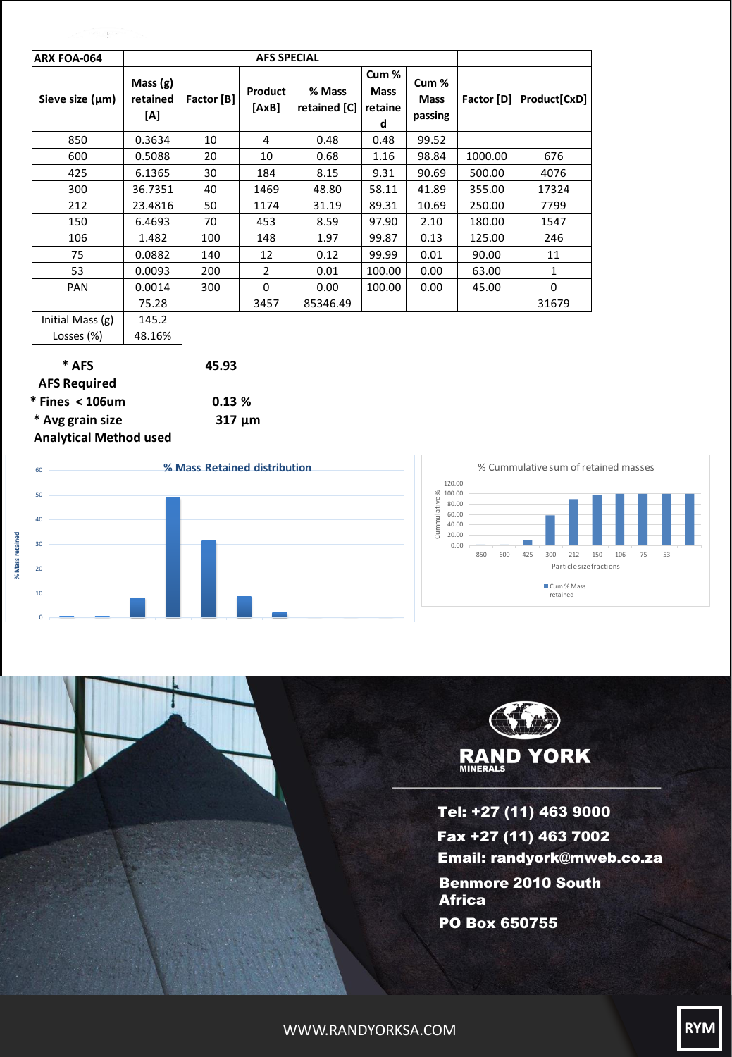| ARX FOA-064 | AFS SPECIAL | | | | | | | |
|---|---|---|---|---|---|---|---|---|
| Sieve size (µm) | Mass (g) retained [A] | Factor [B] | Product [AxB] | % Mass retained [C] | Cum % Mass retained | Cum % Mass passing | Factor [D] | Product[CxD] |
| 850 | 0.3634 | 10 | 4 | 0.48 | 0.48 | 99.52 | | |
| 600 | 0.5088 | 20 | 10 | 0.68 | 1.16 | 98.84 | 1000.00 | 676 |
| 425 | 6.1365 | 30 | 184 | 8.15 | 9.31 | 90.69 | 500.00 | 4076 |
| 300 | 36.7351 | 40 | 1469 | 48.80 | 58.11 | 41.89 | 355.00 | 17324 |
| 212 | 23.4816 | 50 | 1174 | 31.19 | 89.31 | 10.69 | 250.00 | 7799 |
| 150 | 6.4693 | 70 | 453 | 8.59 | 97.90 | 2.10 | 180.00 | 1547 |
| 106 | 1.482 | 100 | 148 | 1.97 | 99.87 | 0.13 | 125.00 | 246 |
| 75 | 0.0882 | 140 | 12 | 0.12 | 99.99 | 0.01 | 90.00 | 11 |
| 53 | 0.0093 | 200 | 2 | 0.01 | 100.00 | 0.00 | 63.00 | 1 |
| PAN | 0.0014 | 300 | 0 | 0.00 | 100.00 | 0.00 | 45.00 | 0 |
| | 75.28 | | 3457 | 85346.49 | | | | 31679 |
| Initial Mass (g) | 145.2 | | | | | | | |
| Losses (%) | 48.16% | | | | | | | |

**\* AFS** 45.93

**AFS Required**

**\* Fines < 106um** 0.13 %

**\* Avg grain size** 317 µm

**Analytical Method used**

% Mass Retained distribution

% Mass retained

60
50
40
30
20
10
0

% Cummulative sum of retained masses

Cummulative %

120.00
100.00
80.00
60.00
40.00
20.00
0.00

850 600 425 300 212 150 106 75 53

Particle size fractions

Cum % Mass retained

**RAND YORK MINERALS**

**Tel: +27 (11) 463 9000**

**Fax +27 (11) 463 7002**

**Email: randyork@mweb.co.za**

**Benmore 2010 South Africa**

**PO Box 650755**

WWW.RANDYORKSA.COM

**RYM**